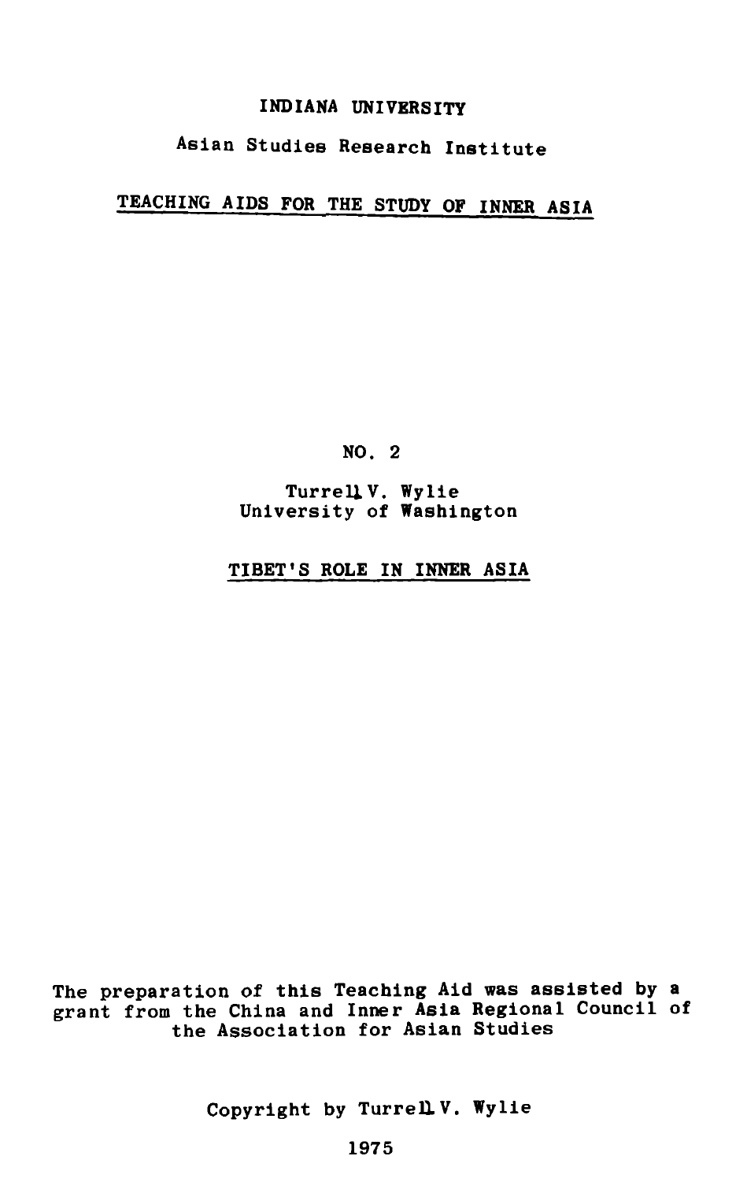INDIANA UNIVERSITY

Asian Studies Research Institute

# TEACHING AIDS FOR THE STUDY OF INNER ASIA

NO. 2

Turrell V. Wylie
University of Washington

## TIBET'S ROLE IN INNER ASIA

The preparation of this Teaching Aid was assisted by a grant from the China and Inner Asia Regional Council of the Association for Asian Studies

Copyright by Turrell V. Wylie

1975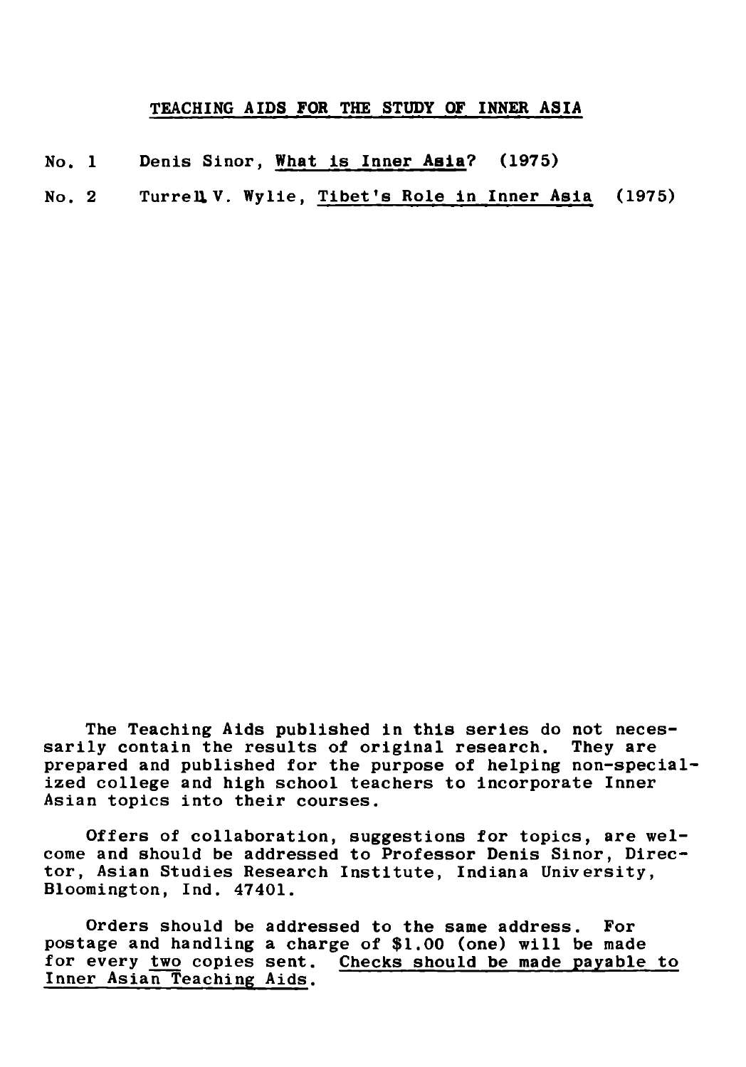## TEACHING AIDS FOR THE STUDY OF INNER ASIA

No. 1 Denis Sinor, What is Inner Asia? (1975)

No. 2 Turrell V. Wylie, Tibet's Role in Inner Asia (1975)

The Teaching Aids published in this series do not necessarily contain the results of original research. They are prepared and published for the purpose of helping non-specialized college and high school teachers to incorporate Inner Asian topics into their courses.

Offers of collaboration, suggestions for topics, are welcome and should be addressed to Professor Denis Sinor, Director, Asian Studies Research Institute, Indiana University, Bloomington, Ind. 47401.

Orders should be addressed to the same address. For postage and handling a charge of $1.00 (one) will be made for every two copies sent. Checks should be made payable to Inner Asian Teaching Aids.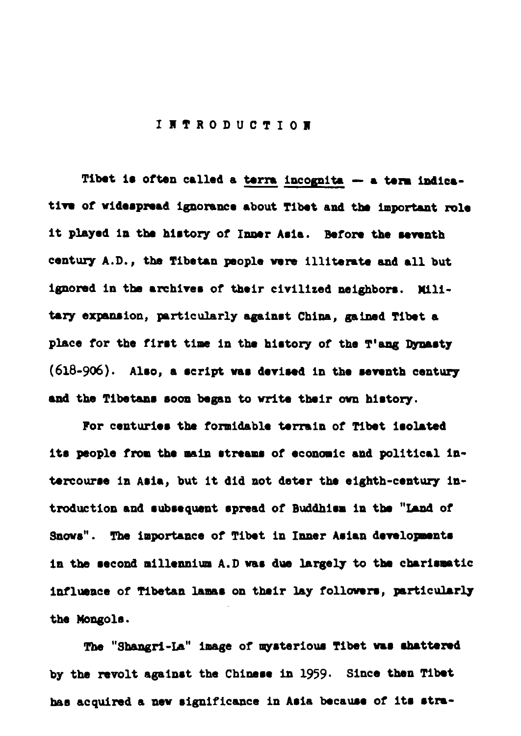# INTRODUCTION

Tibet is often called a *terra incognita* — a term indicative of widespread ignorance about Tibet and the important role it played in the history of Inner Asia. Before the seventh century A.D., the Tibetan people were illiterate and all but ignored in the archives of their civilized neighbors. Military expansion, particularly against China, gained Tibet a place for the first time in the history of the T'ang Dynasty (618-906). Also, a script was devised in the seventh century and the Tibetans soon began to write their own history.

For centuries the formidable terrain of Tibet isolated its people from the main streams of economic and political intercourse in Asia, but it did not deter the eighth-century introduction and subsequent spread of Buddhism in the "Land of Snows". The importance of Tibet in Inner Asian developments in the second millennium A.D was due largely to the charismatic influence of Tibetan lamas on their lay followers, particularly the Mongols.

The "Shangri-La" image of mysterious Tibet was shattered by the revolt against the Chinese in 1959. Since then Tibet has acquired a new significance in Asia because of its stra-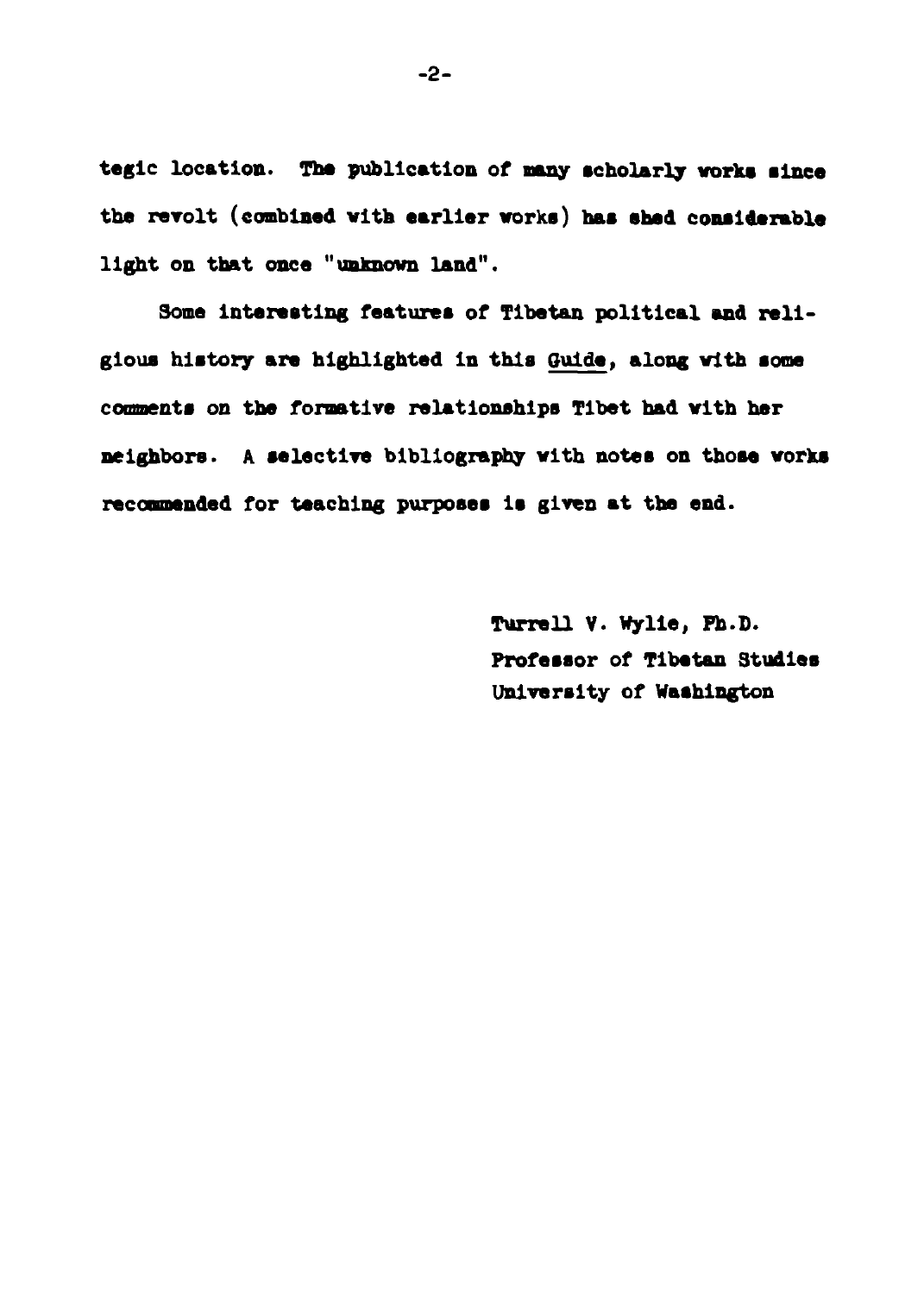tegic location. The publication of many scholarly works since the revolt (combined with earlier works) has shed considerable light on that once "unknown land".

Some interesting features of Tibetan political and religious history are highlighted in this Guide, along with some comments on the formative relationships Tibet had with her neighbors. A selective bibliography with notes on those works recommended for teaching purposes is given at the end.

Turrell V. Wylie, Ph.D.
Professor of Tibetan Studies
University of Washington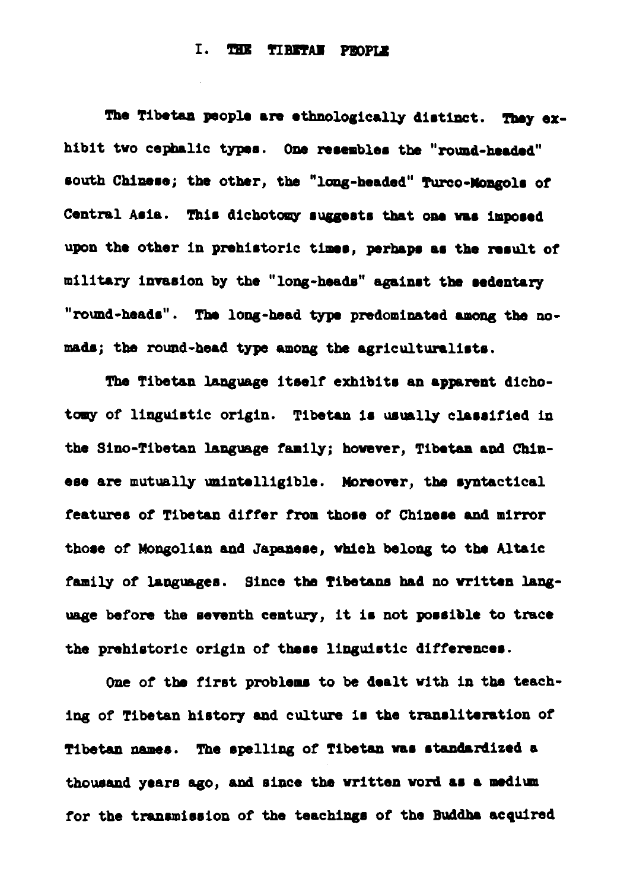# I. THE TIBETAN PEOPLE

The Tibetan people are ethnologically distinct. They exhibit two cephalic types. One resembles the "round-headed" south Chinese; the other, the "long-headed" Turco-Mongols of Central Asia. This dichotomy suggests that one was imposed upon the other in prehistoric times, perhaps as the result of military invasion by the "long-heads" against the sedentary "round-heads". The long-head type predominated among the nomads; the round-head type among the agriculturalists.

The Tibetan language itself exhibits an apparent dichotomy of linguistic origin. Tibetan is usually classified in the Sino-Tibetan language family; however, Tibetan and Chinese are mutually unintelligible. Moreover, the syntactical features of Tibetan differ from those of Chinese and mirror those of Mongolian and Japanese, which belong to the Altaic family of languages. Since the Tibetans had no written language before the seventh century, it is not possible to trace the prehistoric origin of these linguistic differences.

One of the first problems to be dealt with in the teaching of Tibetan history and culture is the transliteration of Tibetan names. The spelling of Tibetan was standardized a thousand years ago, and since the written word as a medium for the transmission of the teachings of the Buddha acquired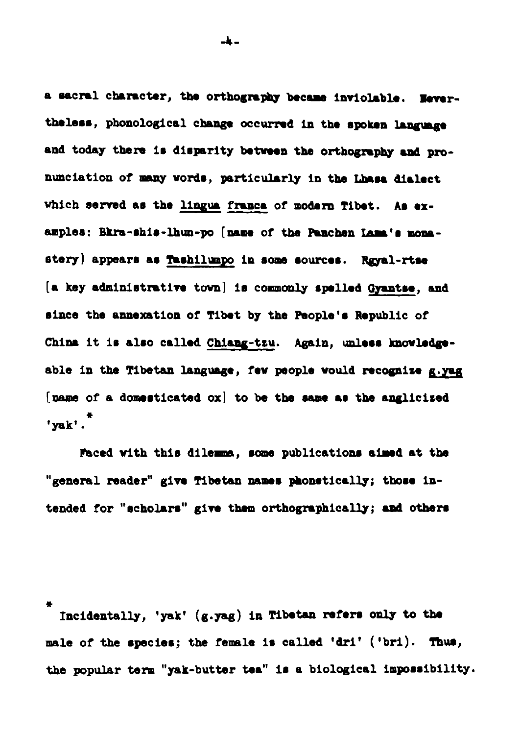a sacral character, the orthography became inviolable. Nevertheless, phonological change occurred in the spoken language and today there is disparity between the orthography and pronunciation of many words, particularly in the Lhasa dialect which served as the lingua franca of modern Tibet. As examples: Bkra-shis-lhun-po [name of the Panchen Lama's monastery] appears as Tashilumpo in some sources. Rgyal-rtse [a key administrative town] is commonly spelled Gyantse, and since the annexation of Tibet by the People's Republic of China it is also called Chiang-tzu. Again, unless knowledgeable in the Tibetan language, few people would recognize g.yag [name of a domesticated ox] to be the same as the anglicized 'yak'.*

Faced with this dilemma, some publications aimed at the "general reader" give Tibetan names phonetically; those intended for "scholars" give them orthographically; and others

* Incidentally, 'yak' (g.yag) in Tibetan refers only to the male of the species; the female is called 'dri' ('bri). Thus, the popular term "yak-butter tea" is a biological impossibility.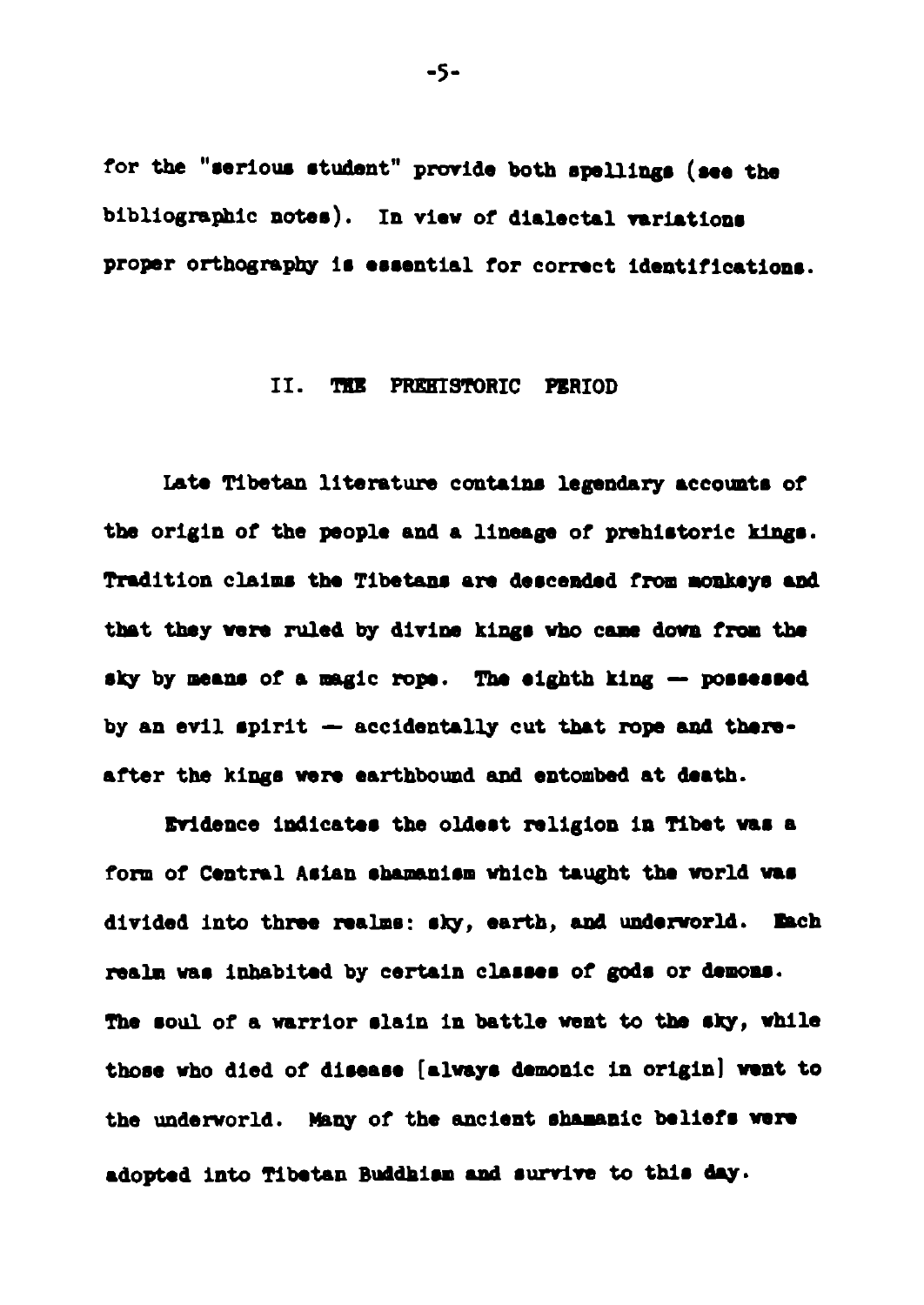for the "serious student" provide both spellings (see the bibliographic notes). In view of dialectal variations proper orthography is essential for correct identifications.

## II. THE PREHISTORIC PERIOD

Late Tibetan literature contains legendary accounts of the origin of the people and a lineage of prehistoric kings. Tradition claims the Tibetans are descended from monkeys and that they were ruled by divine kings who came down from the sky by means of a magic rope. The eighth king — possessed by an evil spirit — accidentally cut that rope and thereafter the kings were earthbound and entombed at death.

Evidence indicates the oldest religion in Tibet was a form of Central Asian shamanism which taught the world was divided into three realms: sky, earth, and underworld. Each realm was inhabited by certain classes of gods or demons. The soul of a warrior slain in battle went to the sky, while those who died of disease [always demonic in origin] went to the underworld. Many of the ancient shamanic beliefs were adopted into Tibetan Buddhism and survive to this day.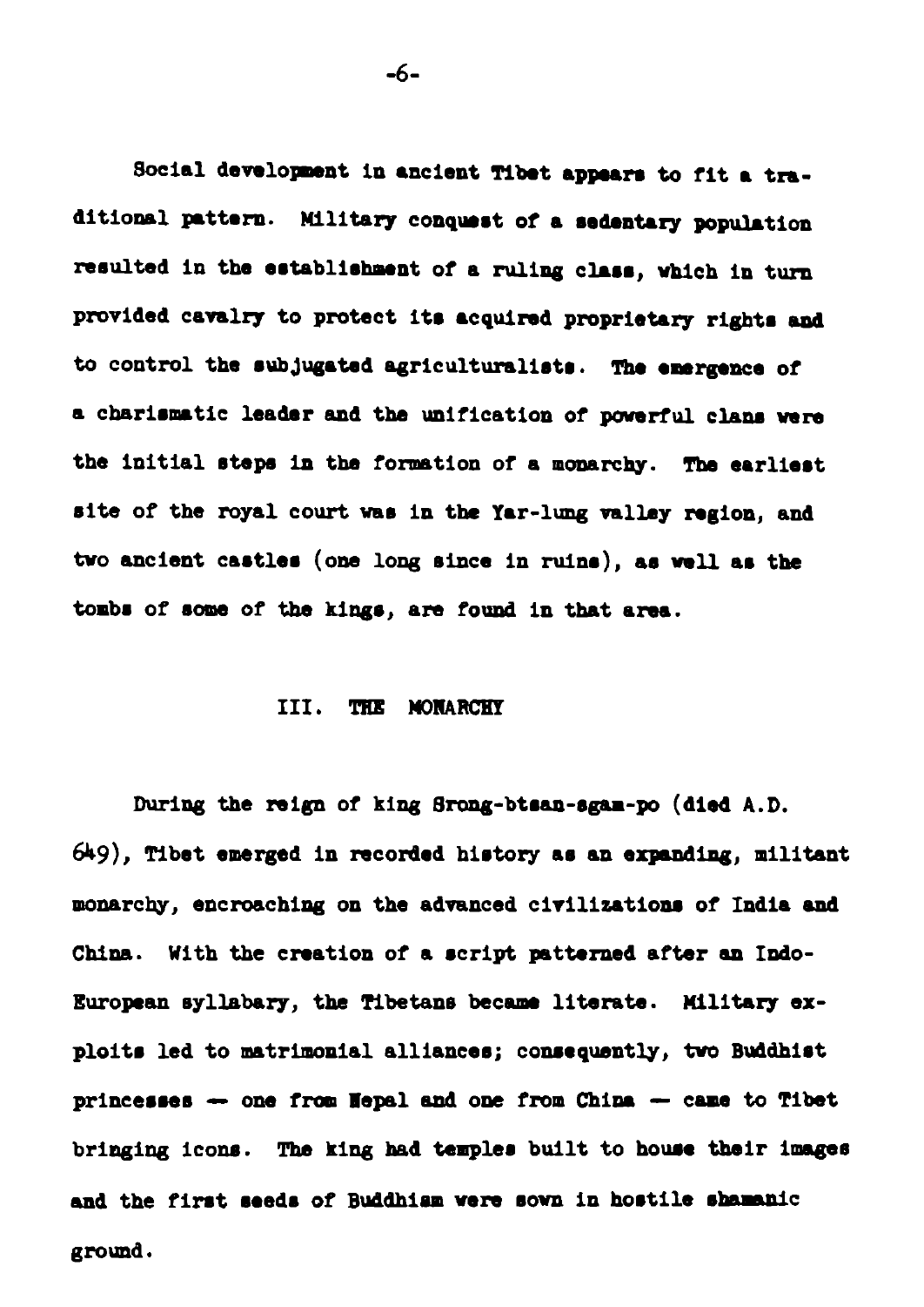Social development in ancient Tibet appears to fit a traditional pattern. Military conquest of a sedentary population resulted in the establishment of a ruling class, which in turn provided cavalry to protect its acquired proprietary rights and to control the subjugated agriculturalists. The emergence of a charismatic leader and the unification of powerful clans were the initial steps in the formation of a monarchy. The earliest site of the royal court was in the Yar-lung valley region, and two ancient castles (one long since in ruins), as well as the tombs of some of the kings, are found in that area.

## III. THE MONARCHY

During the reign of king Srong-btsan-sgam-po (died A.D. 649), Tibet emerged in recorded history as an expanding, militant monarchy, encroaching on the advanced civilizations of India and China. With the creation of a script patterned after an Indo-European syllabary, the Tibetans became literate. Military exploits led to matrimonial alliances; consequently, two Buddhist princesses — one from Nepal and one from China — came to Tibet bringing icons. The king had temples built to house their images and the first seeds of Buddhism were sown in hostile shamanic ground.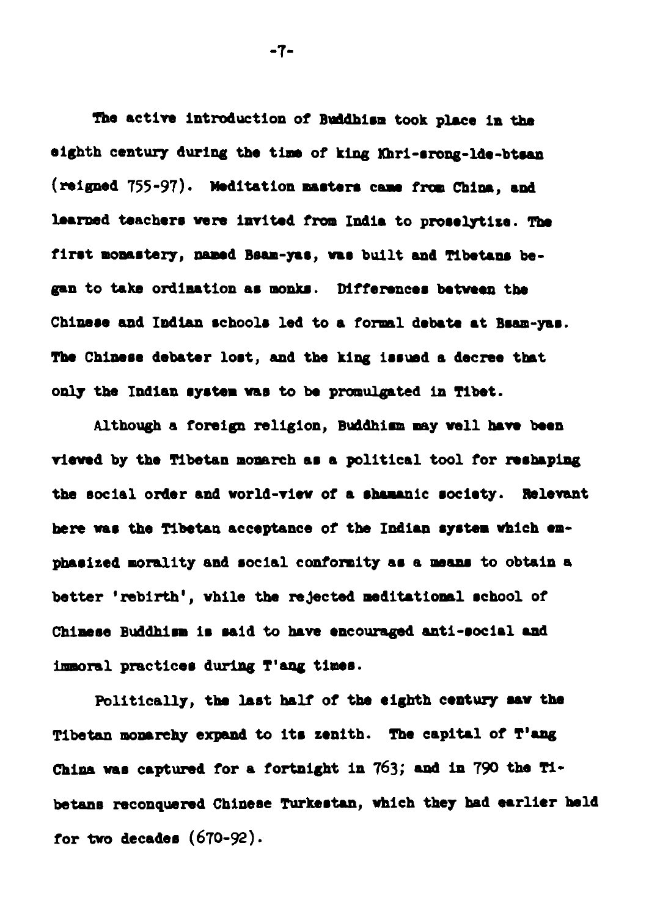The active introduction of Buddhism took place in the eighth century during the time of king Khri-srong-lde-btsan (reigned 755-97). Meditation masters came from China, and learned teachers were invited from India to proselytize. The first monastery, named Bsam-yas, was built and Tibetans began to take ordination as monks. Differences between the Chinese and Indian schools led to a formal debate at Bsam-yas. The Chinese debater lost, and the king issued a decree that only the Indian system was to be promulgated in Tibet.

Although a foreign religion, Buddhism may well have been viewed by the Tibetan monarch as a political tool for reshaping the social order and world-view of a shamanic society. Relevant here was the Tibetan acceptance of the Indian system which emphasized morality and social conformity as a means to obtain a better 'rebirth', while the rejected meditational school of Chinese Buddhism is said to have encouraged anti-social and immoral practices during T'ang times.

Politically, the last half of the eighth century saw the Tibetan monarchy expand to its zenith. The capital of T'ang China was captured for a fortnight in 763; and in 790 the Tibetans reconquered Chinese Turkestan, which they had earlier held for two decades (670-92).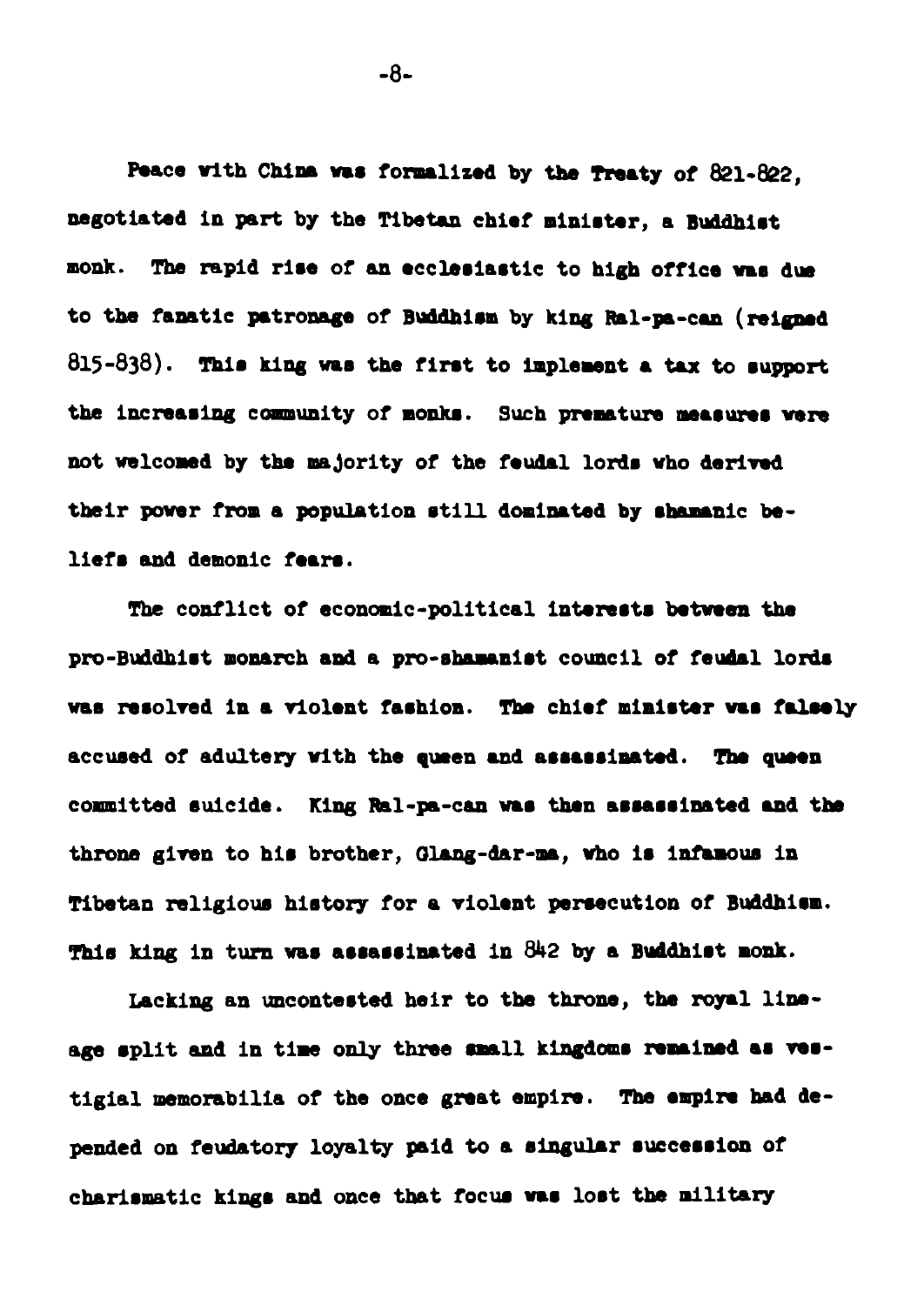Peace with China was formalized by the Treaty of 821-822, negotiated in part by the Tibetan chief minister, a Buddhist monk. The rapid rise of an ecclesiastic to high office was due to the fanatic patronage of Buddhism by king Ral-pa-can (reigned 815-838). This king was the first to implement a tax to support the increasing community of monks. Such premature measures were not welcomed by the majority of the feudal lords who derived their power from a population still dominated by shamanic beliefs and demonic fears.

The conflict of economic-political interests between the pro-Buddhist monarch and a pro-shamanist council of feudal lords was resolved in a violent fashion. The chief minister was falsely accused of adultery with the queen and assassinated. The queen committed suicide. King Ral-pa-can was then assassinated and the throne given to his brother, Glang-dar-ma, who is infamous in Tibetan religious history for a violent persecution of Buddhism. This king in turn was assassinated in 842 by a Buddhist monk.

Lacking an uncontested heir to the throne, the royal lineage split and in time only three small kingdoms remained as vestigial memorabilia of the once great empire. The empire had depended on feudatory loyalty paid to a singular succession of charismatic kings and once that focus was lost the military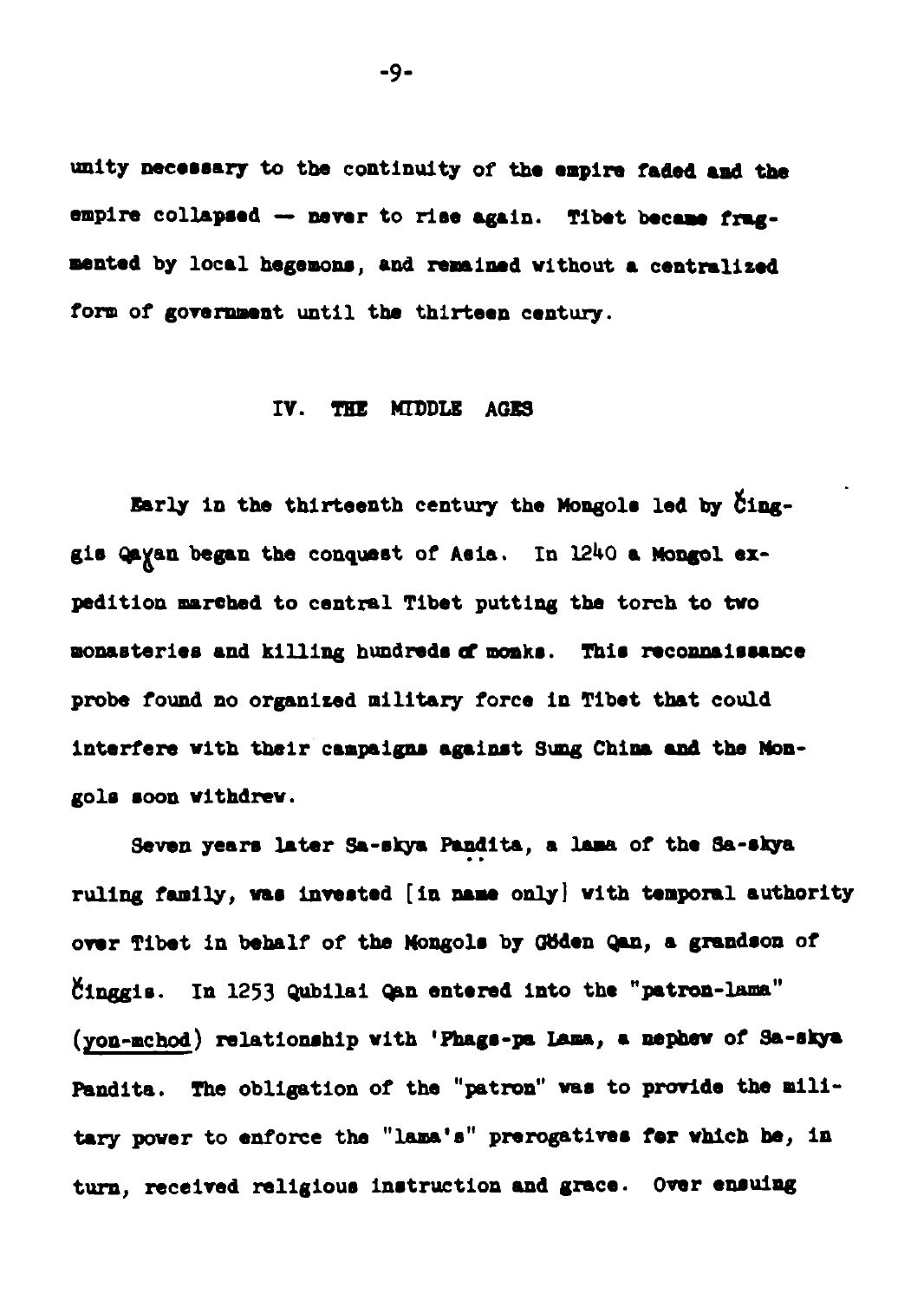unity necessary to the continuity of the empire faded and the empire collapsed — never to rise again. Tibet became fragmented by local hegemons, and remained without a centralized form of government until the thirteen century.

## IV. THE MIDDLE AGES

Early in the thirteenth century the Mongols led by Činggis Qaγan began the conquest of Asia. In 1240 a Mongol expedition marched to central Tibet putting the torch to two monasteries and killing hundreds of monks. This reconnaissance probe found no organized military force in Tibet that could interfere with their campaigns against Sung China and the Mongols soon withdrew.

Seven years later Sa-skya Paṇḍita, a lama of the Sa-skya ruling family, was invested [in name only] with temporal authority over Tibet in behalf of the Mongols by Göden Qan, a grandson of Činggis. In 1253 Qubilai Qan entered into the "patron-lama" (yon-mchod) relationship with 'Phags-pa Lama, a nephew of Sa-skya Pandita. The obligation of the "patron" was to provide the military power to enforce the "lama's" prerogatives for which he, in turn, received religious instruction and grace. Over ensuing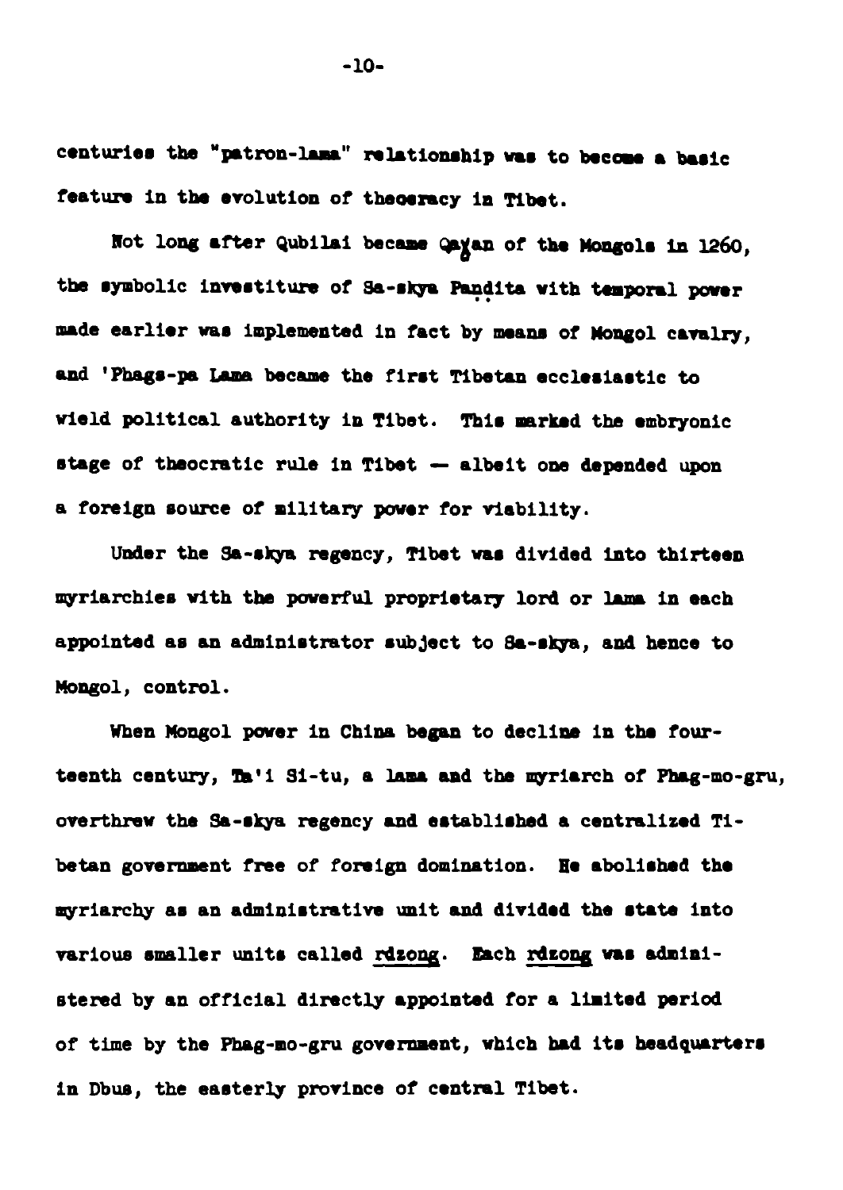centuries the "patron-lama" relationship was to become a basic feature in the evolution of theocracy in Tibet.

Not long after Qubilai became Qaγan of the Mongols in 1260, the symbolic investiture of Sa-skya Paṇḍita with temporal power made earlier was implemented in fact by means of Mongol cavalry, and 'Phags-pa Lama became the first Tibetan ecclesiastic to wield political authority in Tibet. This marked the embryonic stage of theocratic rule in Tibet — albeit one depended upon a foreign source of military power for viability.

Under the Sa-skya regency, Tibet was divided into thirteen myriarchies with the powerful proprietary lord or lama in each appointed as an administrator subject to Sa-skya, and hence to Mongol, control.

When Mongol power in China began to decline in the fourteenth century, Ta'i Si-tu, a lama and the myriarch of Phag-mo-gru, overthrew the Sa-skya regency and established a centralized Tibetan government free of foreign domination. He abolished the myriarchy as an administrative unit and divided the state into various smaller units called rdzong. Each rdzong was administered by an official directly appointed for a limited period of time by the Phag-mo-gru government, which had its headquarters in Dbus, the easterly province of central Tibet.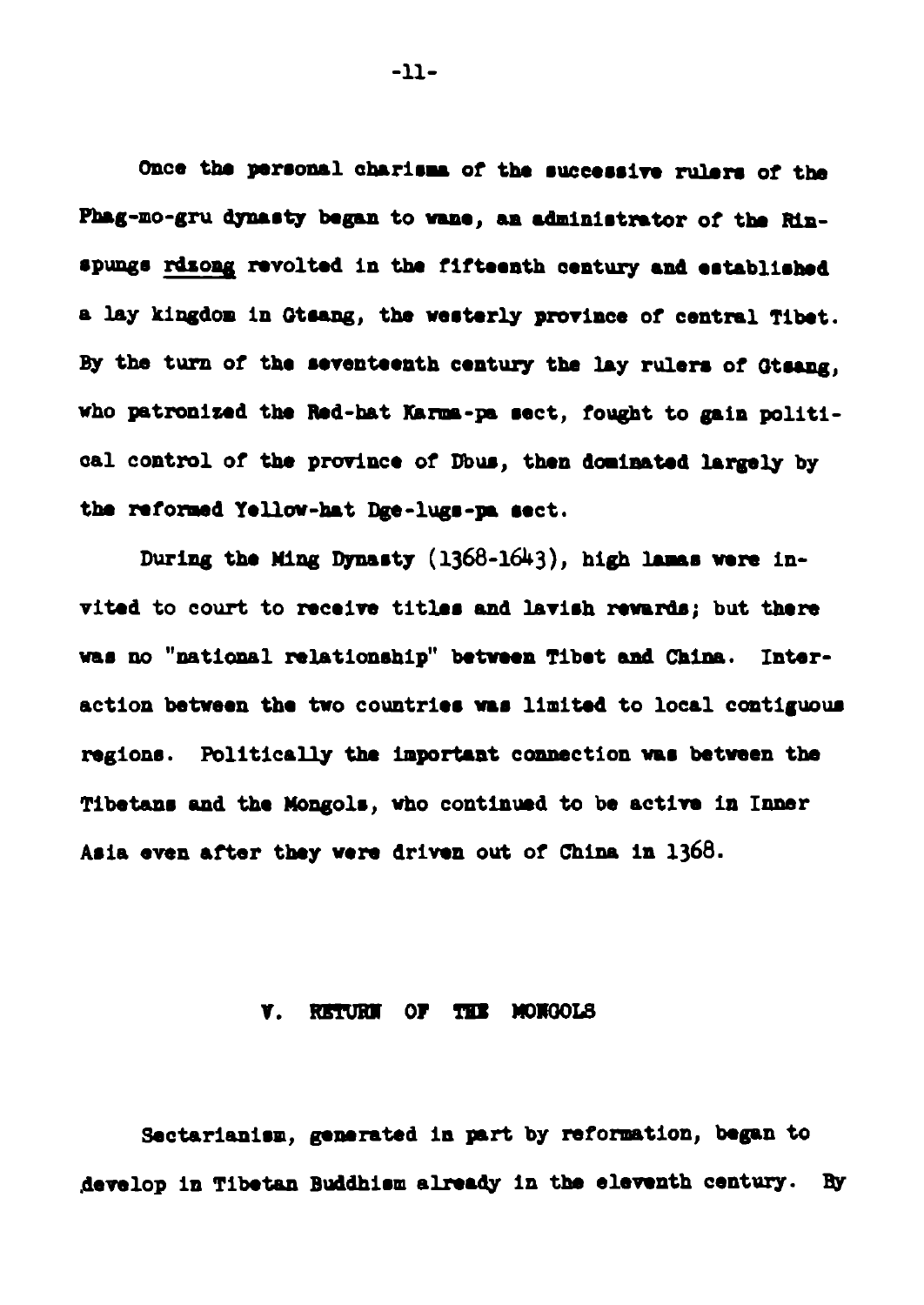Once the personal charisma of the successive rulers of the Phag-mo-gru dynasty began to wane, an administrator of the Rin-spungs _rdzong_ revolted in the fifteenth century and established a lay kingdom in Gtsang, the westerly province of central Tibet. By the turn of the seventeenth century the lay rulers of Gtsang, who patronized the Red-hat Karma-pa sect, fought to gain political control of the province of Dbus, then dominated largely by the reformed Yellow-hat Dge-lugs-pa sect.

During the Ming Dynasty (1368-1643), high lamas were invited to court to receive titles and lavish rewards; but there was no "national relationship" between Tibet and China. Interaction between the two countries was limited to local contiguous regions. Politically the important connection was between the Tibetans and the Mongols, who continued to be active in Inner Asia even after they were driven out of China in 1368.

## V. RETURN OF THE MONGOLS

Sectarianism, generated in part by reformation, began to develop in Tibetan Buddhism already in the eleventh century. By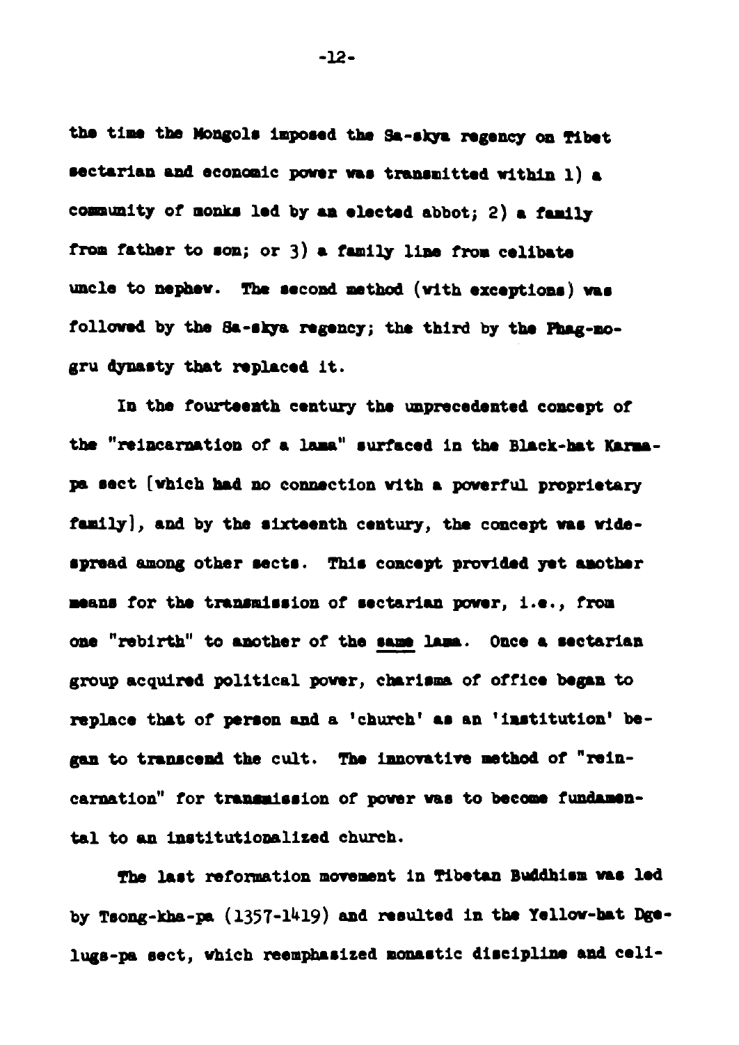the time the Mongols imposed the Sa-skya regency on Tibet sectarian and economic power was transmitted within 1) a community of monks led by an elected abbot; 2) a family from father to son; or 3) a family line from celibate uncle to nephew. The second method (with exceptions) was followed by the Sa-skya regency; the third by the Phag-mo-gru dynasty that replaced it.

In the fourteenth century the unprecedented concept of the "reincarnation of a lama" surfaced in the Black-hat Karma-pa sect [which had no connection with a powerful proprietary family], and by the sixteenth century, the concept was widespread among other sects. This concept provided yet another means for the transmission of sectarian power, i.e., from one "rebirth" to another of the <u>same</u> lama. Once a sectarian group acquired political power, charisma of office began to replace that of person and a 'church' as an 'institution' began to transcend the cult. The innovative method of "reincarnation" for transmission of power was to become fundamental to an institutionalized church.

The last reformation movement in Tibetan Buddhism was led by Tsong-kha-pa (1357-1419) and resulted in the Yellow-hat Dge-lugs-pa sect, which reemphasized monastic discipline and celi-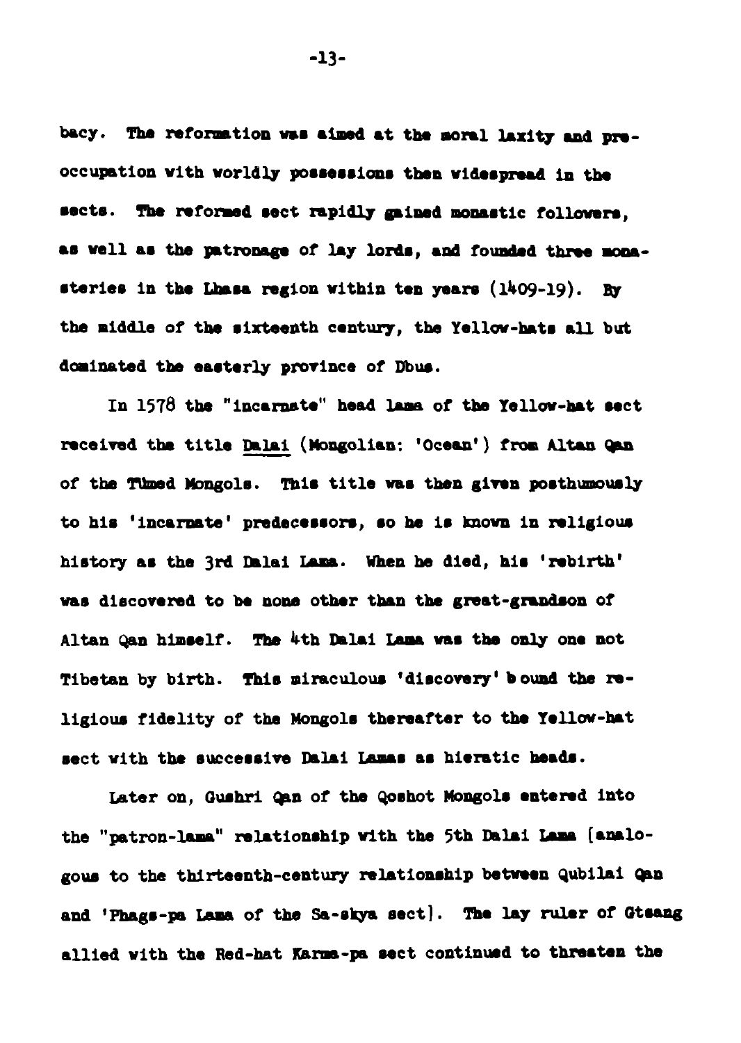bacy. The reformation was aimed at the moral laxity and preoccupation with worldly possessions then widespread in the sects. The reformed sect rapidly gained monastic followers, as well as the patronage of lay lords, and founded three monasteries in the Lhasa region within ten years (1409-19). By the middle of the sixteenth century, the Yellow-hats all but dominated the easterly province of Dbus.

In 1578 the "incarnate" head lama of the Yellow-hat sect received the title <u>Dalai</u> (Mongolian: 'Ocean') from Altan Qan of the Tümed Mongols. This title was then given posthumously to his 'incarnate' predecessors, so he is known in religious history as the 3rd Dalai Lama. When he died, his 'rebirth' was discovered to be none other than the great-grandson of Altan Qan himself. The 4th Dalai Lama was the only one not Tibetan by birth. This miraculous 'discovery' bound the religious fidelity of the Mongols thereafter to the Yellow-hat sect with the successive Dalai Lamas as hieratic heads.

Later on, Gushri Qan of the Qoshot Mongols entered into the "patron-lama" relationship with the 5th Dalai Lama [analogous to the thirteenth-century relationship between Qubilai Qan and 'Phags-pa Lama of the Sa-skya sect]. The lay ruler of Gtsang allied with the Red-hat Karma-pa sect continued to threaten the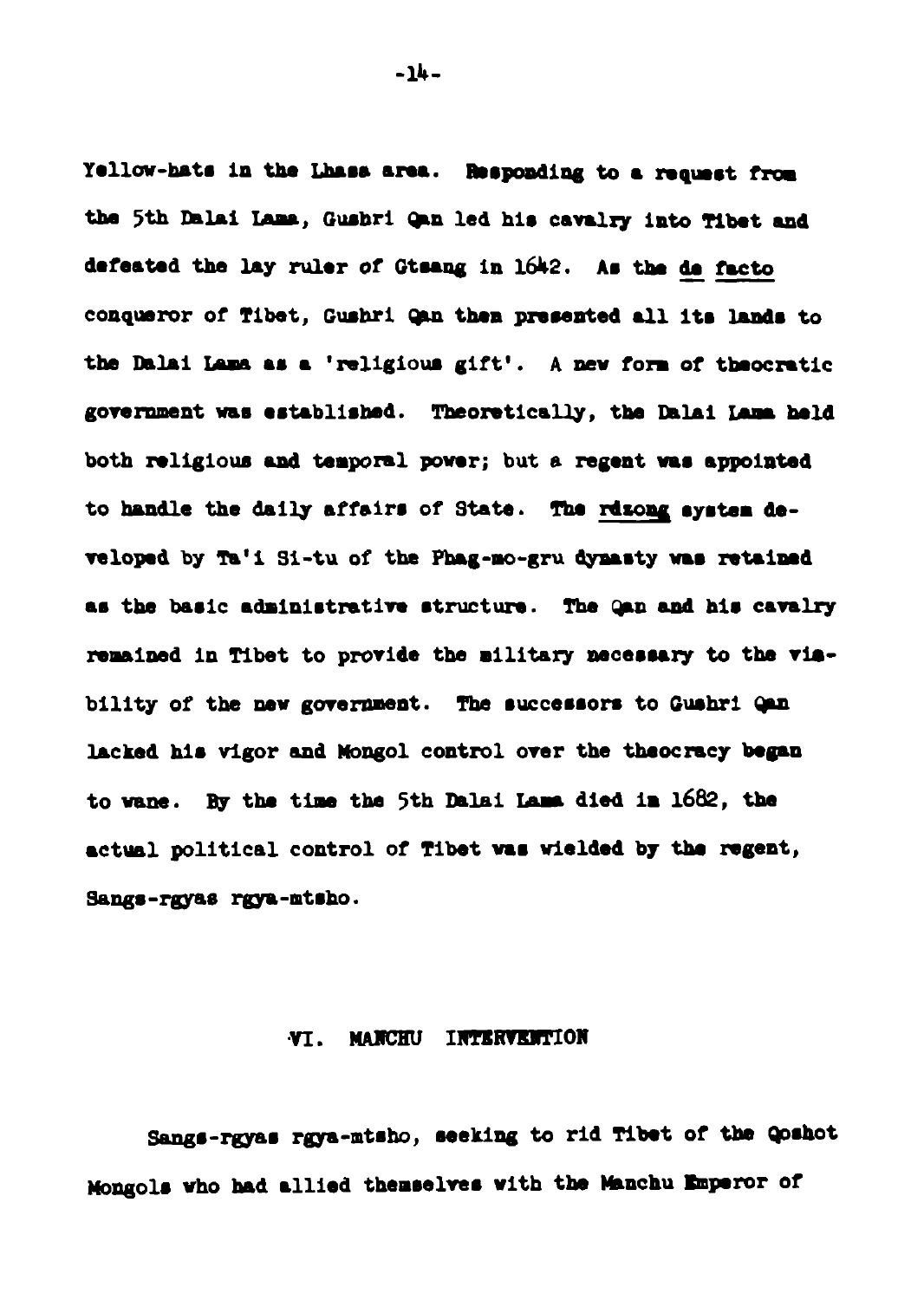Yellow-hats in the Lhasa area. Responding to a request from the 5th Dalai Lama, Gushri Qan led his cavalry into Tibet and defeated the lay ruler of Gtsang in 1642. As the de facto conqueror of Tibet, Gushri Qan then presented all its lands to the Dalai Lama as a 'religious gift'. A new form of theocratic government was established. Theoretically, the Dalai Lama held both religious and temporal power; but a regent was appointed to handle the daily affairs of State. The rdzong system developed by Ta'i Si-tu of the Phag-mo-gru dynasty was retained as the basic administrative structure. The Qan and his cavalry remained in Tibet to provide the military necessary to the viability of the new government. The successors to Gushri Qan lacked his vigor and Mongol control over the theocracy began to wane. By the time the 5th Dalai Lama died in 1682, the actual political control of Tibet was wielded by the regent, Sangs-rgyas rgya-mtsho.

## VI. MANCHU INTERVENTION

Sangs-rgyas rgya-mtsho, seeking to rid Tibet of the Qoshot Mongols who had allied themselves with the Manchu Emperor of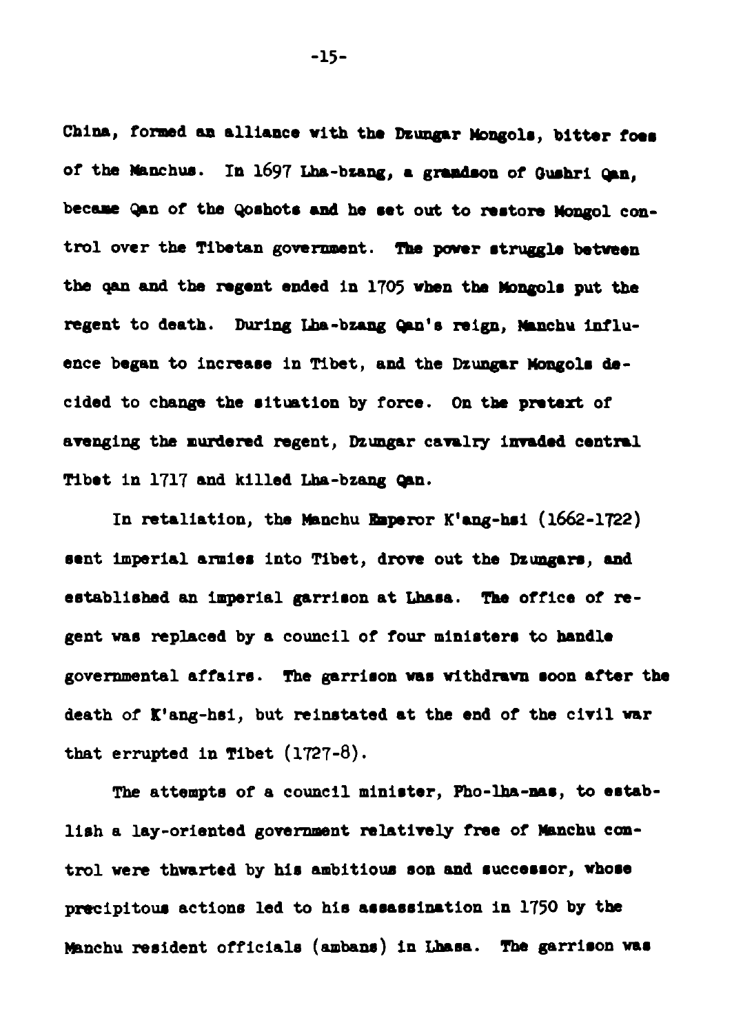China, formed an alliance with the Dzungar Mongols, bitter foes of the Manchus. In 1697 Lha-bzang, a grandson of Gushri Qan, became Qan of the Qoshots and he set out to restore Mongol control over the Tibetan government. The power struggle between the qan and the regent ended in 1705 when the Mongols put the regent to death. During Lha-bzang Qan's reign, Manchu influence began to increase in Tibet, and the Dzungar Mongols decided to change the situation by force. On the pretext of avenging the murdered regent, Dzungar cavalry invaded central Tibet in 1717 and killed Lha-bzang Qan.

In retaliation, the Manchu Emperor K'ang-hsi (1662-1722) sent imperial armies into Tibet, drove out the Dzungars, and established an imperial garrison at Lhasa. The office of regent was replaced by a council of four ministers to handle governmental affairs. The garrison was withdrawn soon after the death of K'ang-hsi, but reinstated at the end of the civil war that errupted in Tibet (1727-8).

The attempts of a council minister, Pho-lha-nas, to establish a lay-oriented government relatively free of Manchu control were thwarted by his ambitious son and successor, whose precipitous actions led to his assassination in 1750 by the Manchu resident officials (ambans) in Lhasa. The garrison was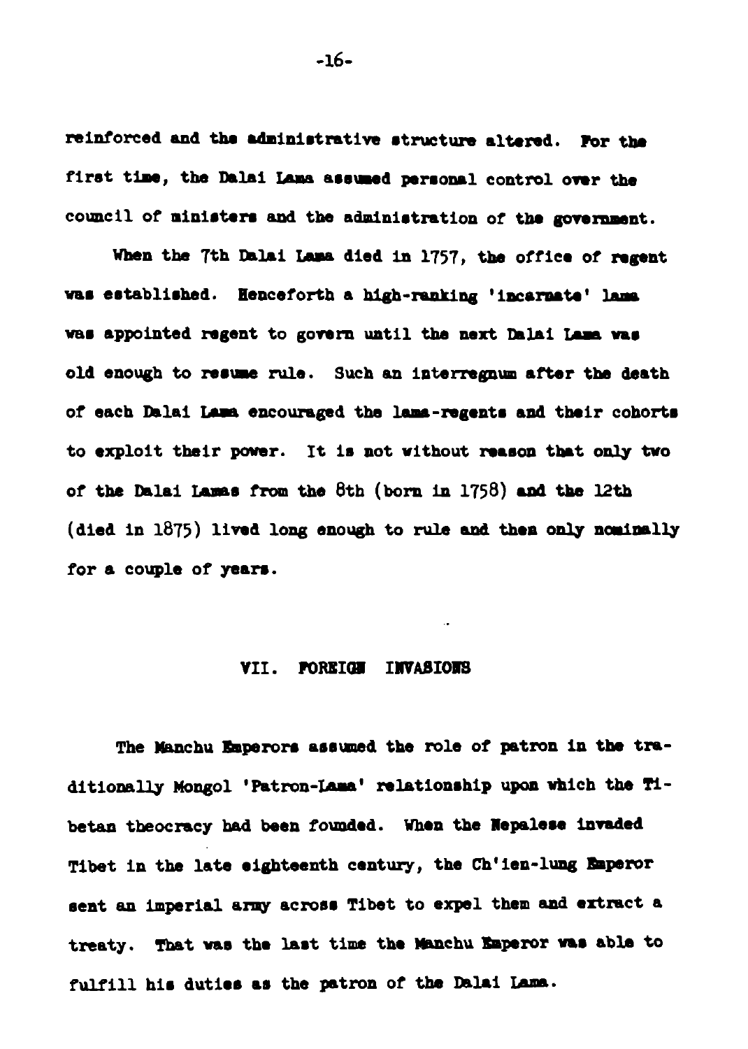reinforced and the administrative structure altered. For the first time, the Dalai Lama assumed personal control over the council of ministers and the administration of the government.

When the 7th Dalai Lama died in 1757, the office of regent was established. Henceforth a high-ranking 'incarnate' lama was appointed regent to govern until the next Dalai Lama was old enough to resume rule. Such an interregnum after the death of each Dalai Lama encouraged the lama-regents and their cohorts to exploit their power. It is not without reason that only two of the Dalai Lamas from the 8th (born in 1758) and the 12th (died in 1875) lived long enough to rule and then only nominally for a couple of years.

## VII. FOREIGN INVASIONS

The Manchu Emperors assumed the role of patron in the traditionally Mongol 'Patron-Lama' relationship upon which the Tibetan theocracy had been founded. When the Nepalese invaded Tibet in the late eighteenth century, the Ch'ien-lung Emperor sent an imperial army across Tibet to expel them and extract a treaty. That was the last time the Manchu Emperor was able to fulfill his duties as the patron of the Dalai Lama.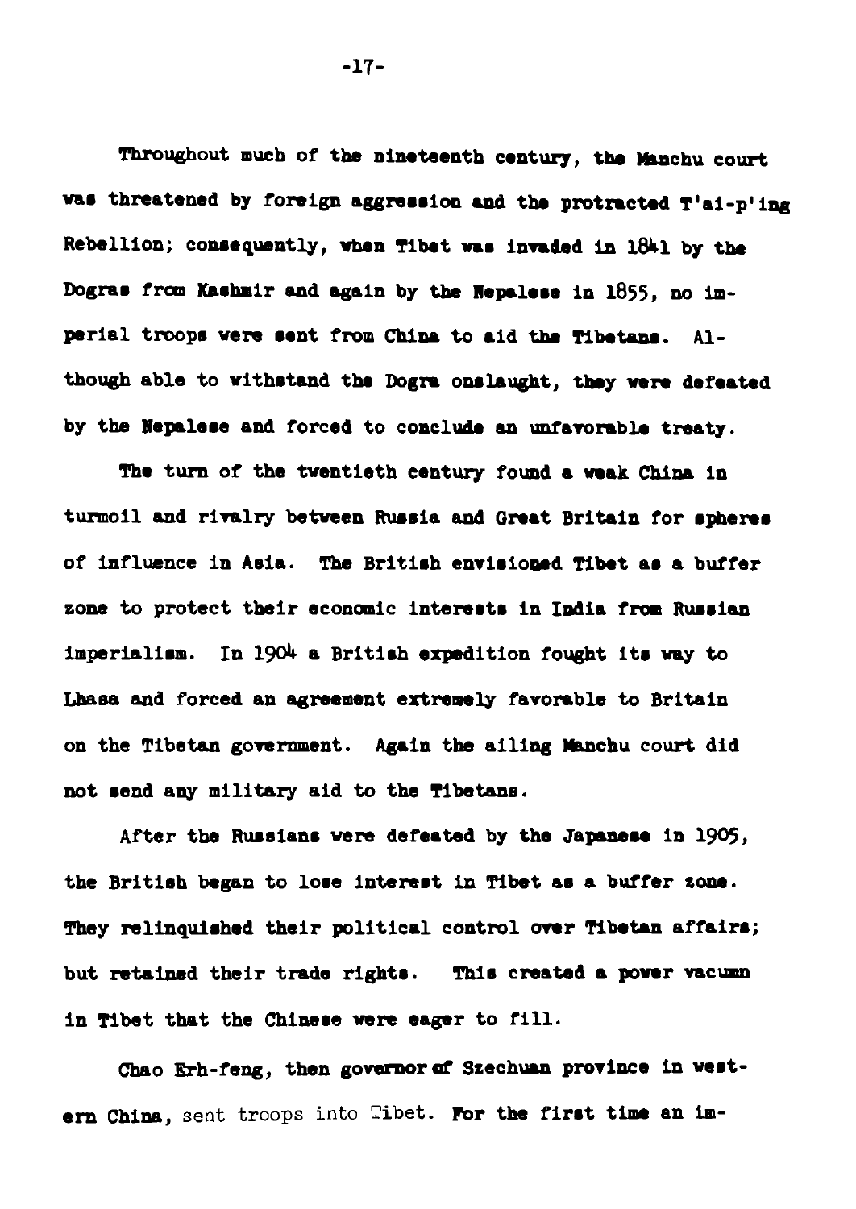Throughout much of the nineteenth century, the Manchu court was threatened by foreign aggression and the protracted T'ai-p'ing Rebellion; consequently, when Tibet was invaded in 1841 by the Dogras from Kashmir and again by the Nepalese in 1855, no imperial troops were sent from China to aid the Tibetans. Although able to withstand the Dogra onslaught, they were defeated by the Nepalese and forced to conclude an unfavorable treaty.

The turn of the twentieth century found a weak China in turmoil and rivalry between Russia and Great Britain for spheres of influence in Asia. The British envisioned Tibet as a buffer zone to protect their economic interests in India from Russian imperialism. In 1904 a British expedition fought its way to Lhasa and forced an agreement extremely favorable to Britain on the Tibetan government. Again the ailing Manchu court did not send any military aid to the Tibetans.

After the Russians were defeated by the Japanese in 1905, the British began to lose interest in Tibet as a buffer zone. They relinquished their political control over Tibetan affairs; but retained their trade rights. This created a power vacuum in Tibet that the Chinese were eager to fill.

Chao Erh-feng, then governor of Szechuan province in western China, sent troops into Tibet. For the first time an im-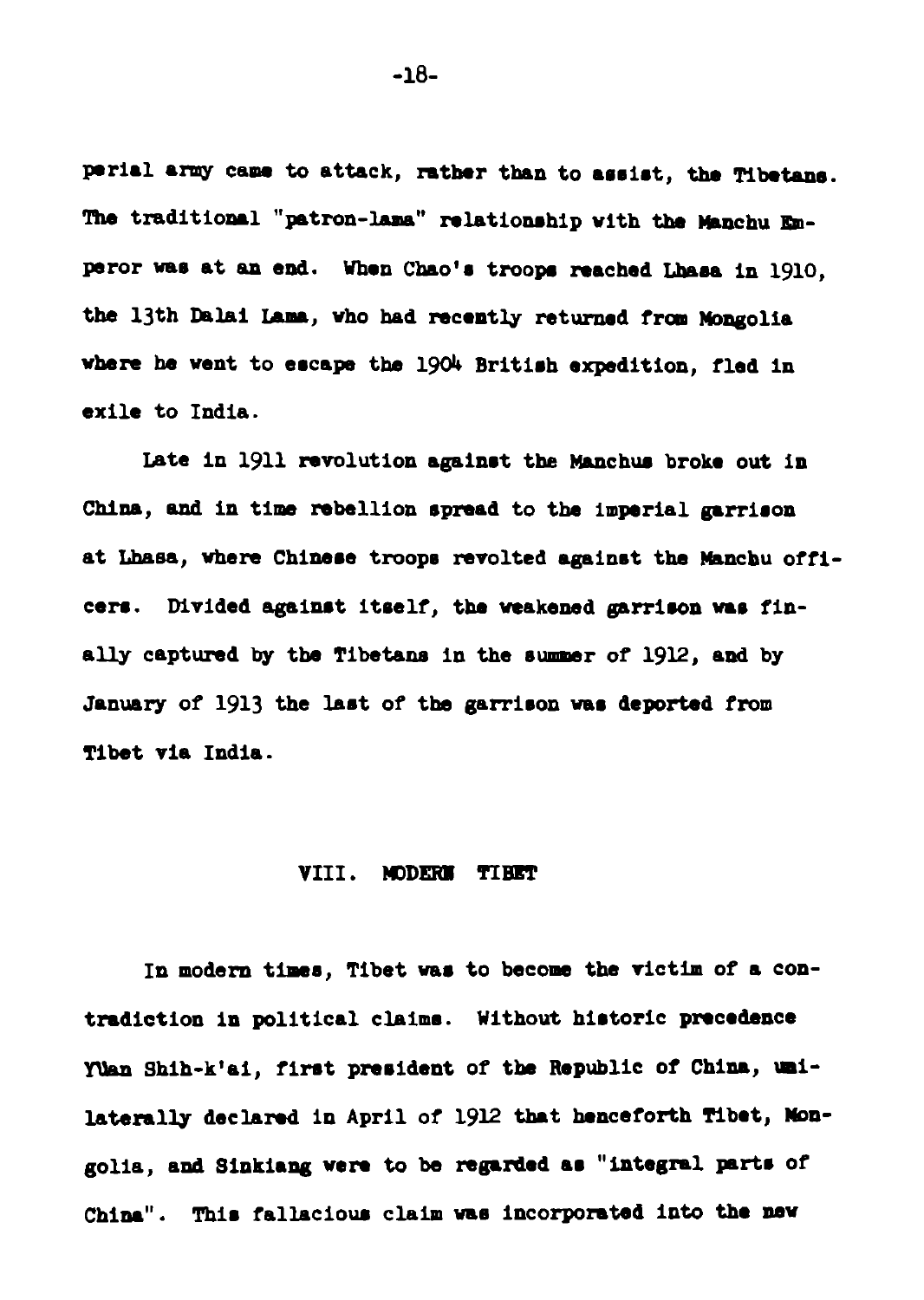perial army came to attack, rather than to assist, the Tibetans. The traditional "patron-lama" relationship with the Manchu Emperor was at an end. When Chao's troops reached Lhasa in 1910, the 13th Dalai Lama, who had recently returned from Mongolia where he went to escape the 1904 British expedition, fled in exile to India.

Late in 1911 revolution against the Manchus broke out in China, and in time rebellion spread to the imperial garrison at Lhasa, where Chinese troops revolted against the Manchu officers. Divided against itself, the weakened garrison was finally captured by the Tibetans in the summer of 1912, and by January of 1913 the last of the garrison was deported from Tibet via India.

## VIII. MODERN TIBET

In modern times, Tibet was to become the victim of a contradiction in political claims. Without historic precedence Yüan Shih-k'ai, first president of the Republic of China, unilaterally declared in April of 1912 that henceforth Tibet, Mongolia, and Sinkiang were to be regarded as "integral parts of China". This fallacious claim was incorporated into the new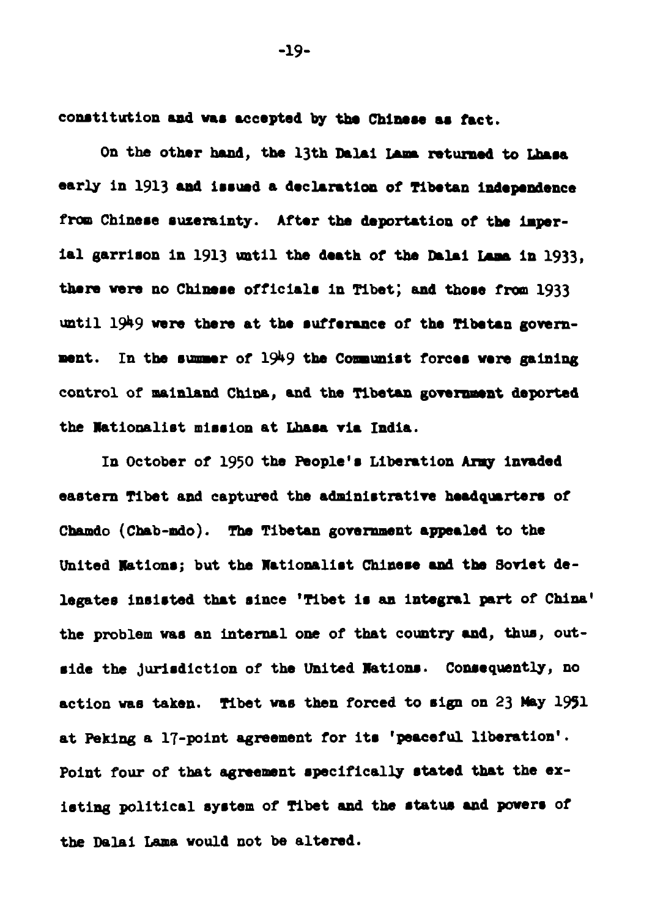constitution and was accepted by the Chinese as fact.

On the other hand, the 13th Dalai Lama returned to Lhasa early in 1913 and issued a declaration of Tibetan independence from Chinese suzerainty. After the deportation of the imperial garrison in 1913 until the death of the Dalai Lama in 1933, there were no Chinese officials in Tibet; and those from 1933 until 1949 were there at the sufferance of the Tibetan government. In the summer of 1949 the Communist forces were gaining control of mainland China, and the Tibetan government deported the Nationalist mission at Lhasa via India.

In October of 1950 the People's Liberation Army invaded eastern Tibet and captured the administrative headquarters of Chamdo (Chab-mdo). The Tibetan government appealed to the United Nations; but the Nationalist Chinese and the Soviet delegates insisted that since 'Tibet is an integral part of China' the problem was an internal one of that country and, thus, outside the jurisdiction of the United Nations. Consequently, no action was taken. Tibet was then forced to sign on 23 May 1951 at Peking a 17-point agreement for its 'peaceful liberation'. Point four of that agreement specifically stated that the existing political system of Tibet and the status and powers of the Dalai Lama would not be altered.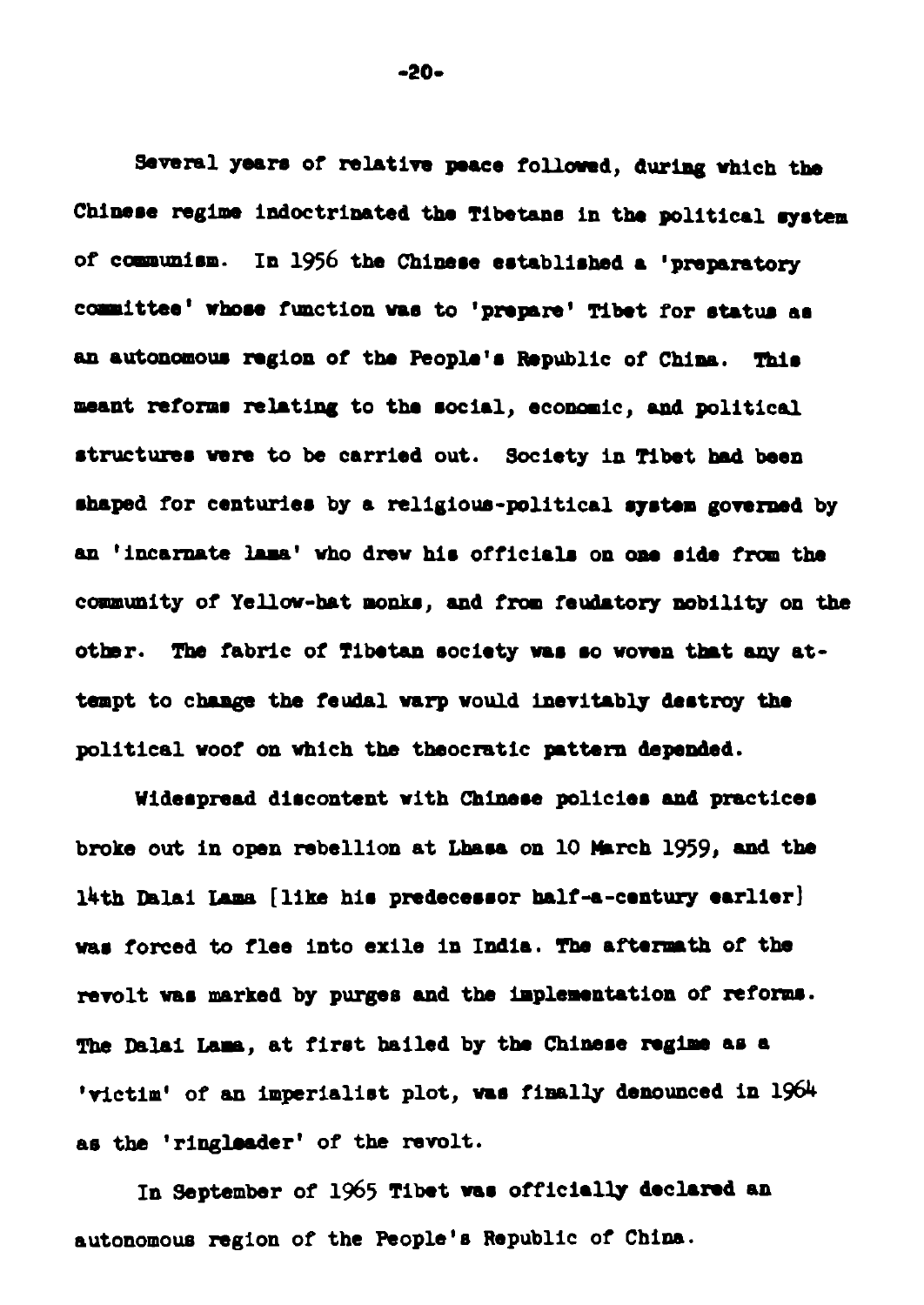Several years of relative peace followed, during which the Chinese regime indoctrinated the Tibetans in the political system of communism. In 1956 the Chinese established a 'preparatory committee' whose function was to 'prepare' Tibet for status as an autonomous region of the People's Republic of China. This meant reforms relating to the social, economic, and political structures were to be carried out. Society in Tibet had been shaped for centuries by a religious-political system governed by an 'incarnate lama' who drew his officials on one side from the community of Yellow-hat monks, and from feudatory nobility on the other. The fabric of Tibetan society was so woven that any attempt to change the feudal warp would inevitably destroy the political woof on which the theocratic pattern depended.

Widespread discontent with Chinese policies and practices broke out in open rebellion at Lhasa on 10 March 1959, and the 14th Dalai Lama [like his predecessor half-a-century earlier] was forced to flee into exile in India. The aftermath of the revolt was marked by purges and the implementation of reforms. The Dalai Lama, at first hailed by the Chinese regime as a 'victim' of an imperialist plot, was finally denounced in 1964 as the 'ringleader' of the revolt.

In September of 1965 Tibet was officially declared an autonomous region of the People's Republic of China.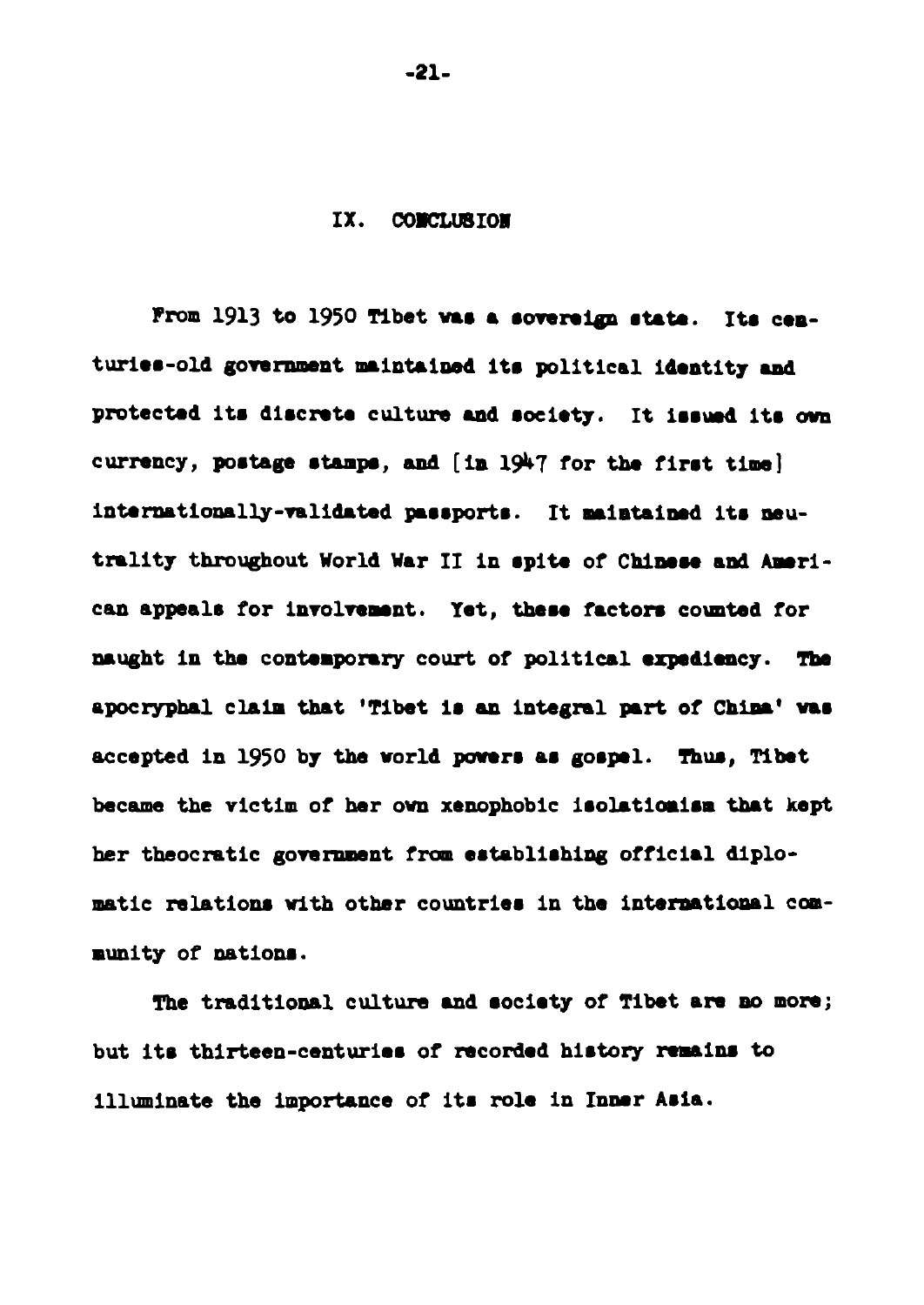## IX. CONCLUSION

From 1913 to 1950 Tibet was a sovereign state. Its centuries-old government maintained its political identity and protected its discrete culture and society. It issued its own currency, postage stamps, and [in 1947 for the first time] internationally-validated passports. It maintained its neutrality throughout World War II in spite of Chinese and American appeals for involvement. Yet, these factors counted for naught in the contemporary court of political expediency. The apocryphal claim that 'Tibet is an integral part of China' was accepted in 1950 by the world powers as gospel. Thus, Tibet became the victim of her own xenophobic isolationism that kept her theocratic government from establishing official diplomatic relations with other countries in the international community of nations.

The traditional culture and society of Tibet are no more; but its thirteen-centuries of recorded history remains to illuminate the importance of its role in Inner Asia.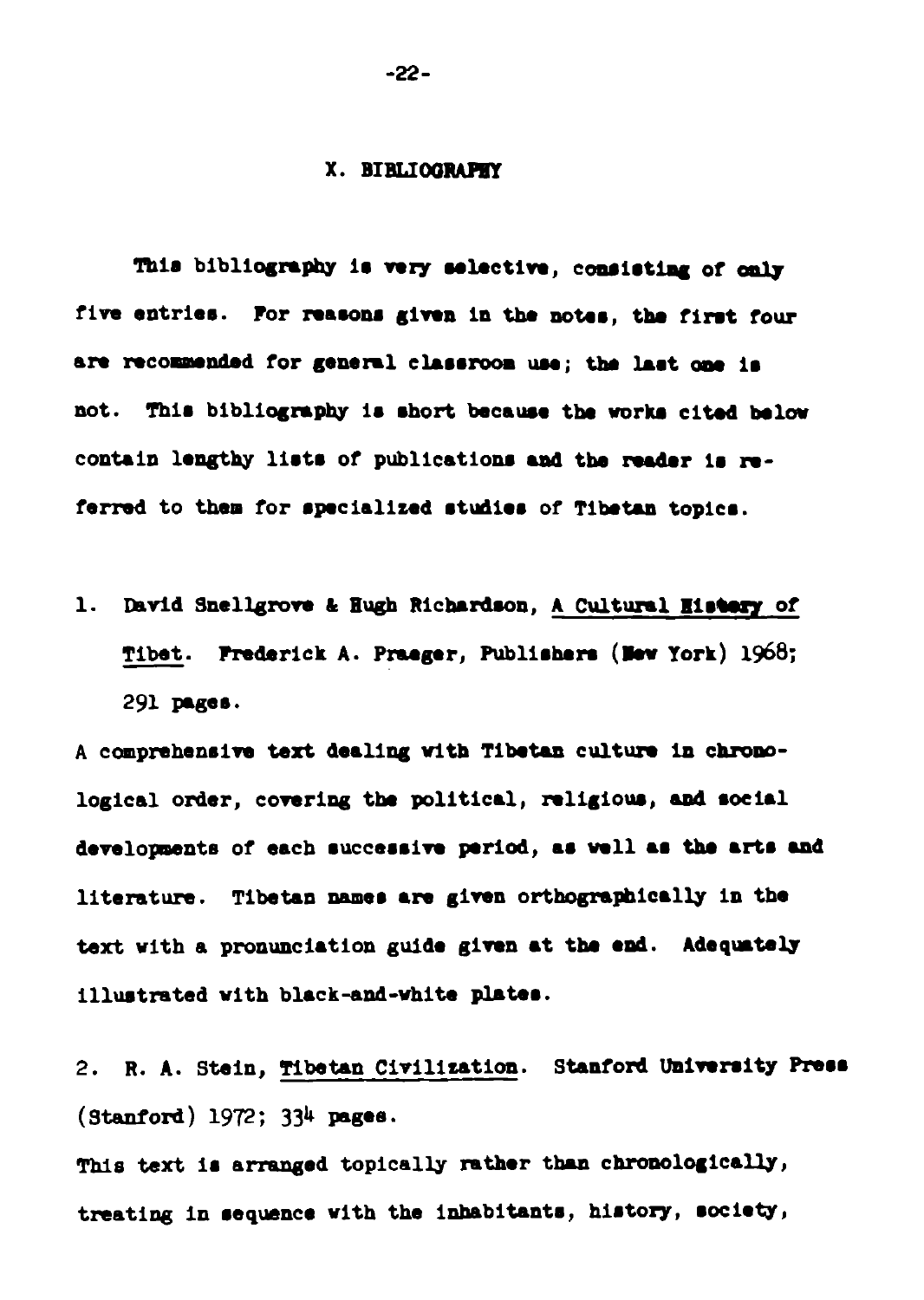## X. BIBLIOGRAPHY

This bibliography is very selective, consisting of only five entries. For reasons given in the notes, the first four are recommended for general classroom use; the last one is not. This bibliography is short because the works cited below contain lengthy lists of publications and the reader is referred to them for specialized studies of Tibetan topics.

1. David Snellgrove & Hugh Richardson, A Cultural History of Tibet. Frederick A. Praeger, Publishers (New York) 1968; 291 pages.

A comprehensive text dealing with Tibetan culture in chronological order, covering the political, religious, and social developments of each successive period, as well as the arts and literature. Tibetan names are given orthographically in the text with a pronunciation guide given at the end. Adequately illustrated with black-and-white plates.

2. R. A. Stein, Tibetan Civilization. Stanford University Press (Stanford) 1972; 334 pages.

This text is arranged topically rather than chronologically, treating in sequence with the inhabitants, history, society,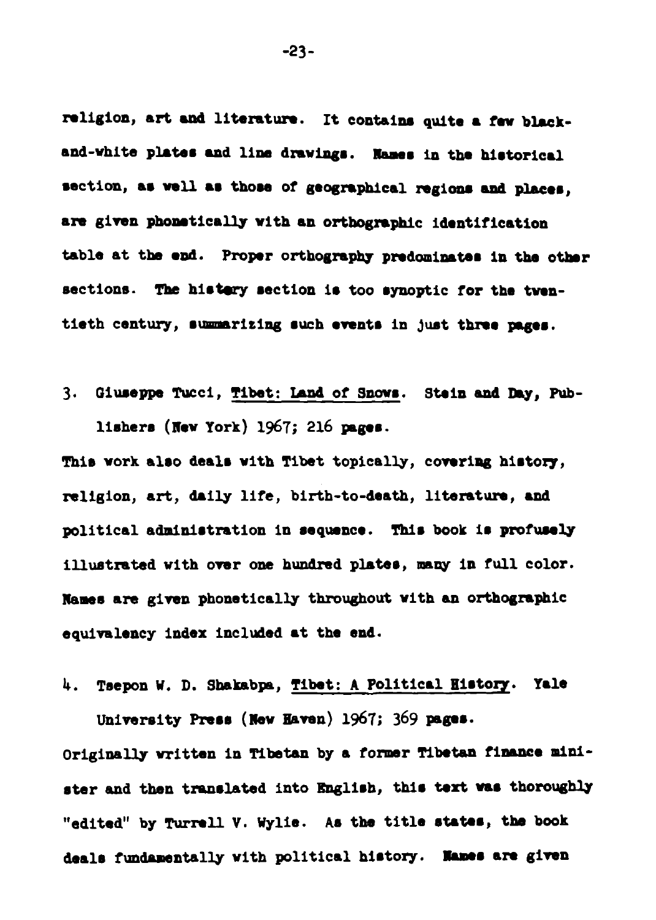religion, art and literature. It contains quite a few black-and-white plates and line drawings. Names in the historical section, as well as those of geographical regions and places, are given phonetically with an orthographic identification table at the end. Proper orthography predominates in the other sections. The history section is too synoptic for the twentieth century, summarizing such events in just three pages.

3. Giuseppe Tucci, Tibet: Land of Snows. Stein and Day, Publishers (New York) 1967; 216 pages.

This work also deals with Tibet topically, covering history, religion, art, daily life, birth-to-death, literature, and political administration in sequence. This book is profusely illustrated with over one hundred plates, many in full color. Names are given phonetically throughout with an orthographic equivalency index included at the end.

4. Tsepon W. D. Shakabpa, Tibet: A Political History. Yale University Press (New Haven) 1967; 369 pages.

Originally written in Tibetan by a former Tibetan finance minister and then translated into English, this text was thoroughly "edited" by Turrell V. Wylie. As the title states, the book deals fundamentally with political history. Names are given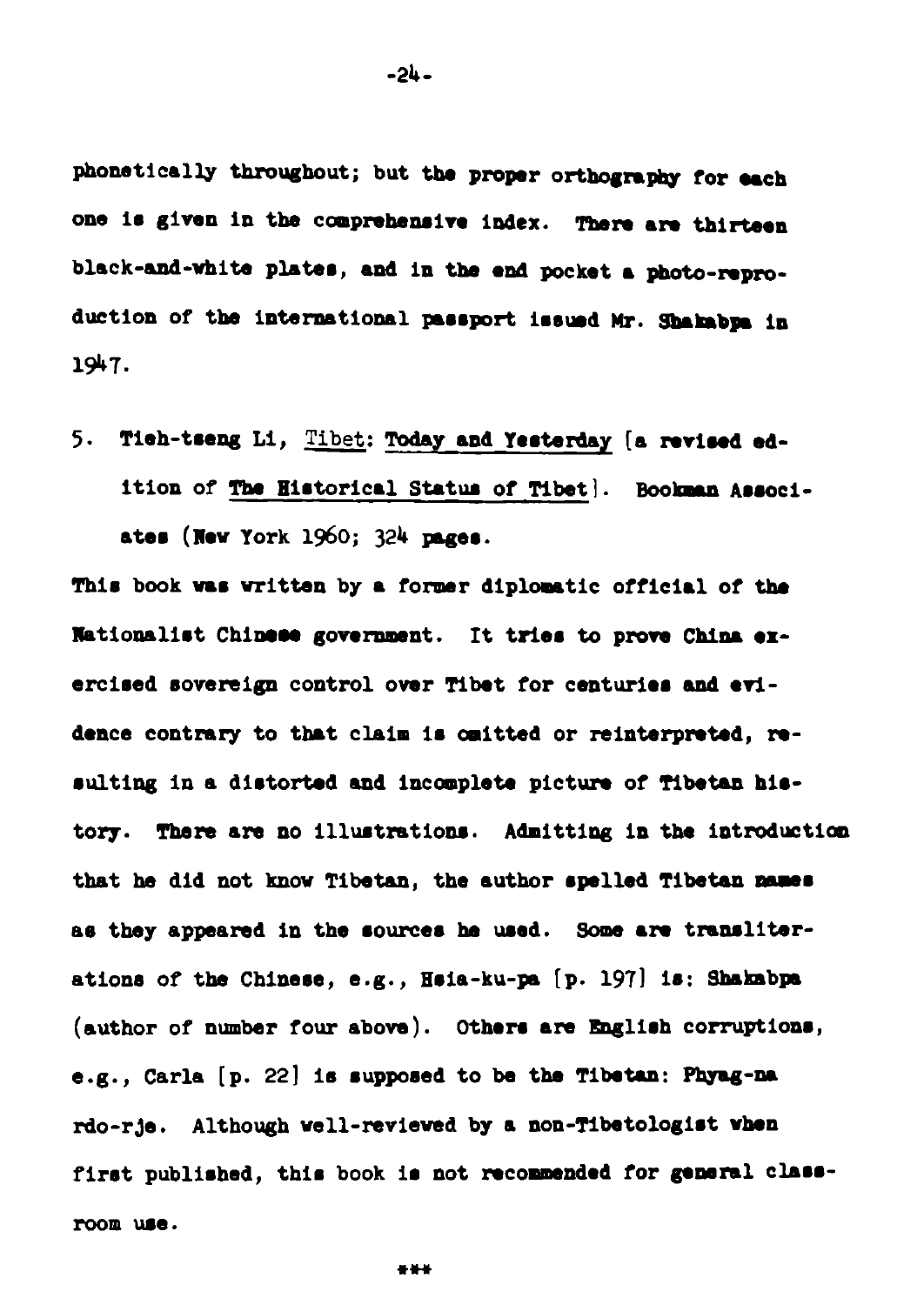phonetically throughout; but the proper orthography for each one is given in the comprehensive index. There are thirteen black-and-white plates, and in the end pocket a photo-reproduction of the international passport issued Mr. Shakabpa in 1947.

5. Tieh-tseng Li, Tibet: Today and Yesterday [a revised edition of The Historical Status of Tibet]. Bookman Associates (New York 1960; 324 pages.

This book was written by a former diplomatic official of the Nationalist Chinese government. It tries to prove China exercised sovereign control over Tibet for centuries and evidence contrary to that claim is omitted or reinterpreted, resulting in a distorted and incomplete picture of Tibetan history. There are no illustrations. Admitting in the introduction that he did not know Tibetan, the author spelled Tibetan names as they appeared in the sources he used. Some are transliterations of the Chinese, e.g., Hsia-ku-pa [p. 197] is: Shakabpa (author of number four above). Others are English corruptions, e.g., Carla [p. 22] is supposed to be the Tibetan: Phyag-na rdo-rje. Although well-reviewed by a non-Tibetologist when first published, this book is not recommended for general classroom use.

***